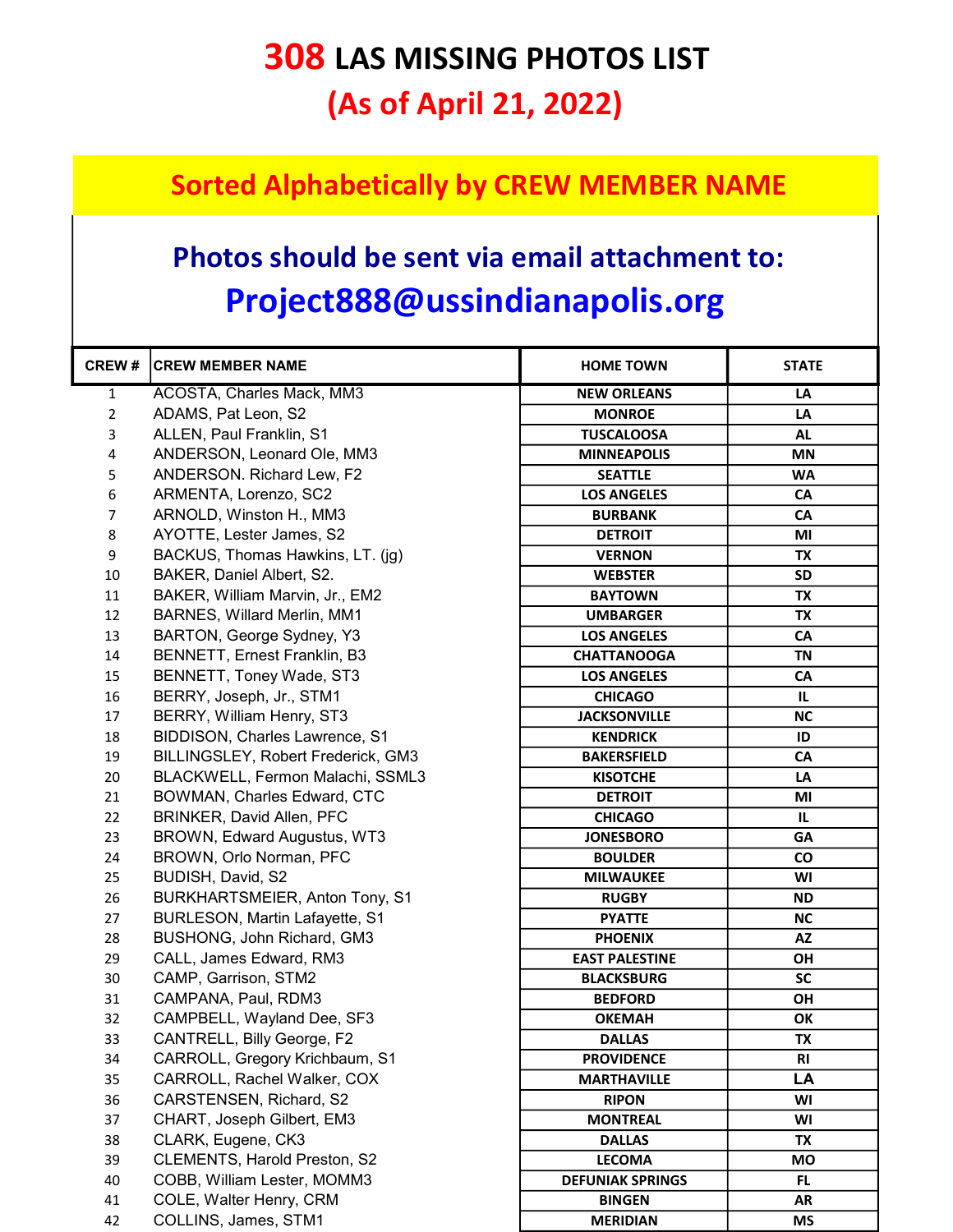# 308 LAS MISSING PHOTOS LIST

## (As of April 21, 2022)

### Sorted Alphabetically by CREW MEMBER NAME

**Photos should be sent via email attachment to:**

**Project888@ussindianapolis.org**

| CREW # | CREW MEMBER NAME | HOME TOWN | STATE |
|---|---|---|---|
| 1 | ACOSTA, Charles Mack, MM3 | NEW ORLEANS | LA |
| 2 | ADAMS, Pat Leon, S2 | MONROE | LA |
| 3 | ALLEN, Paul Franklin, S1 | TUSCALOOSA | AL |
| 4 | ANDERSON, Leonard Ole, MM3 | MINNEAPOLIS | MN |
| 5 | ANDERSON. Richard Lew, F2 | SEATTLE | WA |
| 6 | ARMENTA, Lorenzo, SC2 | LOS ANGELES | CA |
| 7 | ARNOLD, Winston H., MM3 | BURBANK | CA |
| 8 | AYOTTE, Lester James, S2 | DETROIT | MI |
| 9 | BACKUS, Thomas Hawkins, LT. (jg) | VERNON | TX |
| 10 | BAKER, Daniel Albert, S2. | WEBSTER | SD |
| 11 | BAKER, William Marvin, Jr., EM2 | BAYTOWN | TX |
| 12 | BARNES, Willard Merlin, MM1 | UMBARGER | TX |
| 13 | BARTON, George Sydney, Y3 | LOS ANGELES | CA |
| 14 | BENNETT, Ernest Franklin, B3 | CHATTANOOGA | TN |
| 15 | BENNETT, Toney Wade, ST3 | LOS ANGELES | CA |
| 16 | BERRY, Joseph, Jr., STM1 | CHICAGO | IL |
| 17 | BERRY, William Henry, ST3 | JACKSONVILLE | NC |
| 18 | BIDDISON, Charles Lawrence, S1 | KENDRICK | ID |
| 19 | BILLINGSLEY, Robert Frederick, GM3 | BAKERSFIELD | CA |
| 20 | BLACKWELL, Fermon Malachi, SSML3 | KISOTCHE | LA |
| 21 | BOWMAN, Charles Edward, CTC | DETROIT | MI |
| 22 | BRINKER, David Allen, PFC | CHICAGO | IL |
| 23 | BROWN, Edward Augustus, WT3 | JONESBORO | GA |
| 24 | BROWN, Orlo Norman, PFC | BOULDER | CO |
| 25 | BUDISH, David, S2 | MILWAUKEE | WI |
| 26 | BURKHARTSMEIER, Anton Tony, S1 | RUGBY | ND |
| 27 | BURLESON, Martin Lafayette, S1 | PYATTE | NC |
| 28 | BUSHONG, John Richard, GM3 | PHOENIX | AZ |
| 29 | CALL, James Edward, RM3 | EAST PALESTINE | OH |
| 30 | CAMP, Garrison, STM2 | BLACKSBURG | SC |
| 31 | CAMPANA, Paul, RDM3 | BEDFORD | OH |
| 32 | CAMPBELL, Wayland Dee, SF3 | OKEMAH | OK |
| 33 | CANTRELL, Billy George, F2 | DALLAS | TX |
| 34 | CARROLL, Gregory Krichbaum, S1 | PROVIDENCE | RI |
| 35 | CARROLL, Rachel Walker, COX | MARTHAVILLE | LA |
| 36 | CARSTENSEN, Richard, S2 | RIPON | WI |
| 37 | CHART, Joseph Gilbert, EM3 | MONTREAL | WI |
| 38 | CLARK, Eugene, CK3 | DALLAS | TX |
| 39 | CLEMENTS, Harold Preston, S2 | LECOMA | MO |
| 40 | COBB, William Lester, MOMM3 | DEFUNIAK SPRINGS | FL |
| 41 | COLE, Walter Henry, CRM | BINGEN | AR |
| 42 | COLLINS, James, STM1 | MERIDIAN | MS |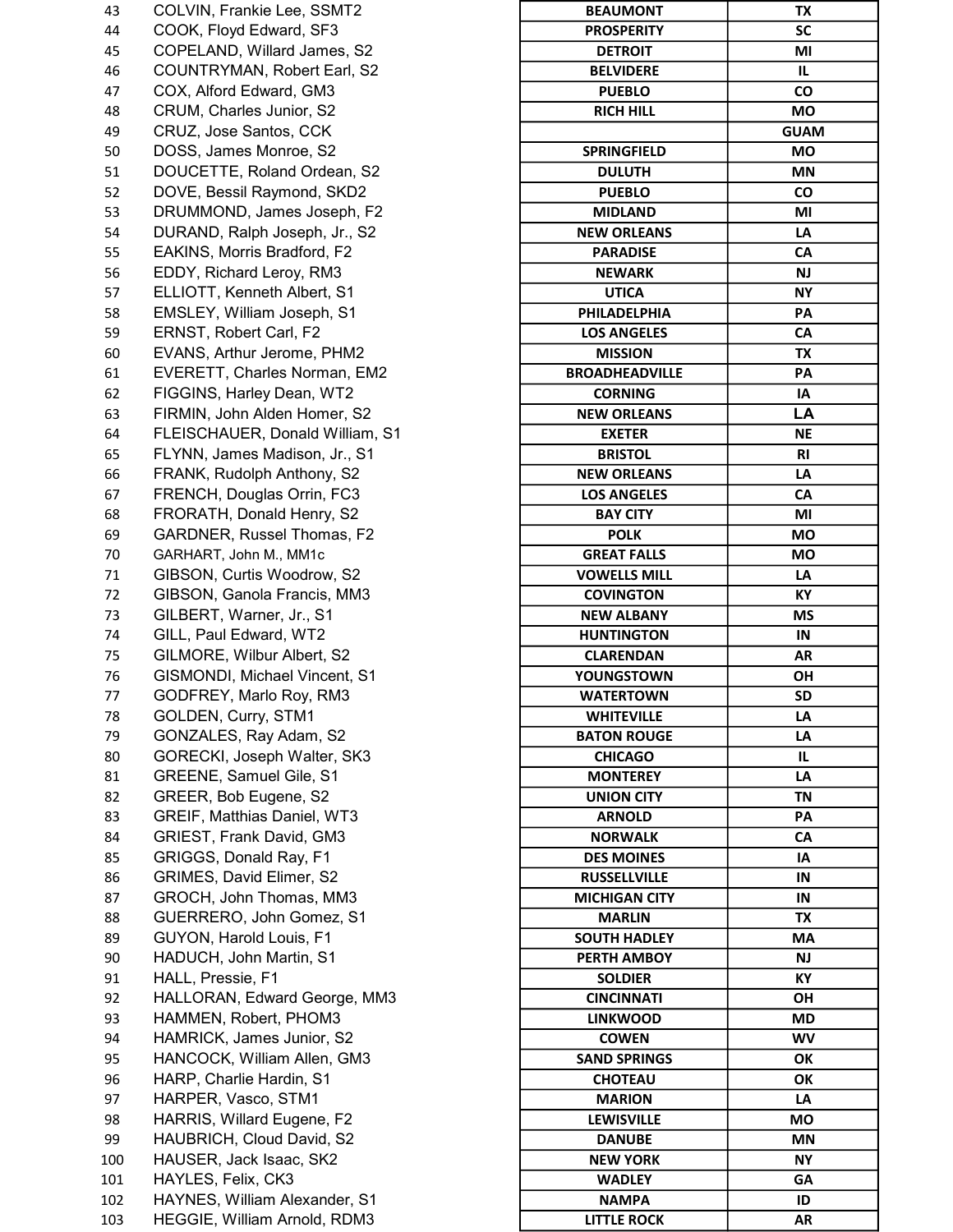| | | | |
|---|---|---|---|
| 43 | COLVIN, Frankie Lee, SSMT2 | BEAUMONT | TX |
| 44 | COOK, Floyd Edward, SF3 | PROSPERITY | SC |
| 45 | COPELAND, Willard James, S2 | DETROIT | MI |
| 46 | COUNTRYMAN, Robert Earl, S2 | BELVIDERE | IL |
| 47 | COX, Alford Edward, GM3 | PUEBLO | CO |
| 48 | CRUM, Charles Junior, S2 | RICH HILL | MO |
| 49 | CRUZ, Jose Santos, CCK | | GUAM |
| 50 | DOSS, James Monroe, S2 | SPRINGFIELD | MO |
| 51 | DOUCETTE, Roland Ordean, S2 | DULUTH | MN |
| 52 | DOVE, Bessil Raymond, SKD2 | PUEBLO | CO |
| 53 | DRUMMOND, James Joseph, F2 | MIDLAND | MI |
| 54 | DURAND, Ralph Joseph, Jr., S2 | NEW ORLEANS | LA |
| 55 | EAKINS, Morris Bradford, F2 | PARADISE | CA |
| 56 | EDDY, Richard Leroy, RM3 | NEWARK | NJ |
| 57 | ELLIOTT, Kenneth Albert, S1 | UTICA | NY |
| 58 | EMSLEY, William Joseph, S1 | PHILADELPHIA | PA |
| 59 | ERNST, Robert Carl, F2 | LOS ANGELES | CA |
| 60 | EVANS, Arthur Jerome, PHM2 | MISSION | TX |
| 61 | EVERETT, Charles Norman, EM2 | BROADHEADVILLE | PA |
| 62 | FIGGINS, Harley Dean, WT2 | CORNING | IA |
| 63 | FIRMIN, John Alden Homer, S2 | NEW ORLEANS | LA |
| 64 | FLEISCHAUER, Donald William, S1 | EXETER | NE |
| 65 | FLYNN, James Madison, Jr., S1 | BRISTOL | RI |
| 66 | FRANK, Rudolph Anthony, S2 | NEW ORLEANS | LA |
| 67 | FRENCH, Douglas Orrin, FC3 | LOS ANGELES | CA |
| 68 | FRORATH, Donald Henry, S2 | BAY CITY | MI |
| 69 | GARDNER, Russel Thomas, F2 | POLK | MO |
| 70 | GARHART, John M., MM1c | GREAT FALLS | MO |
| 71 | GIBSON, Curtis Woodrow, S2 | VOWELLS MILL | LA |
| 72 | GIBSON, Ganola Francis, MM3 | COVINGTON | KY |
| 73 | GILBERT, Warner, Jr., S1 | NEW ALBANY | MS |
| 74 | GILL, Paul Edward, WT2 | HUNTINGTON | IN |
| 75 | GILMORE, Wilbur Albert, S2 | CLARENDAN | AR |
| 76 | GISMONDI, Michael Vincent, S1 | YOUNGSTOWN | OH |
| 77 | GODFREY, Marlo Roy, RM3 | WATERTOWN | SD |
| 78 | GOLDEN, Curry, STM1 | WHITEVILLE | LA |
| 79 | GONZALES, Ray Adam, S2 | BATON ROUGE | LA |
| 80 | GORECKI, Joseph Walter, SK3 | CHICAGO | IL |
| 81 | GREENE, Samuel Gile, S1 | MONTEREY | LA |
| 82 | GREER, Bob Eugene, S2 | UNION CITY | TN |
| 83 | GREIF, Matthias Daniel, WT3 | ARNOLD | PA |
| 84 | GRIEST, Frank David, GM3 | NORWALK | CA |
| 85 | GRIGGS, Donald Ray, F1 | DES MOINES | IA |
| 86 | GRIMES, David Elimer, S2 | RUSSELLVILLE | IN |
| 87 | GROCH, John Thomas, MM3 | MICHIGAN CITY | IN |
| 88 | GUERRERO, John Gomez, S1 | MARLIN | TX |
| 89 | GUYON, Harold Louis, F1 | SOUTH HADLEY | MA |
| 90 | HADUCH, John Martin, S1 | PERTH AMBOY | NJ |
| 91 | HALL, Pressie, F1 | SOLDIER | KY |
| 92 | HALLORAN, Edward George, MM3 | CINCINNATI | OH |
| 93 | HAMMEN, Robert, PHOM3 | LINKWOOD | MD |
| 94 | HAMRICK, James Junior, S2 | COWEN | WV |
| 95 | HANCOCK, William Allen, GM3 | SAND SPRINGS | OK |
| 96 | HARP, Charlie Hardin, S1 | CHOTEAU | OK |
| 97 | HARPER, Vasco, STM1 | MARION | LA |
| 98 | HARRIS, Willard Eugene, F2 | LEWISVILLE | MO |
| 99 | HAUBRICH, Cloud David, S2 | DANUBE | MN |
| 100 | HAUSER, Jack Isaac, SK2 | NEW YORK | NY |
| 101 | HAYLES, Felix, CK3 | WADLEY | GA |
| 102 | HAYNES, William Alexander, S1 | NAMPA | ID |
| 103 | HEGGIE, William Arnold, RDM3 | LITTLE ROCK | AR |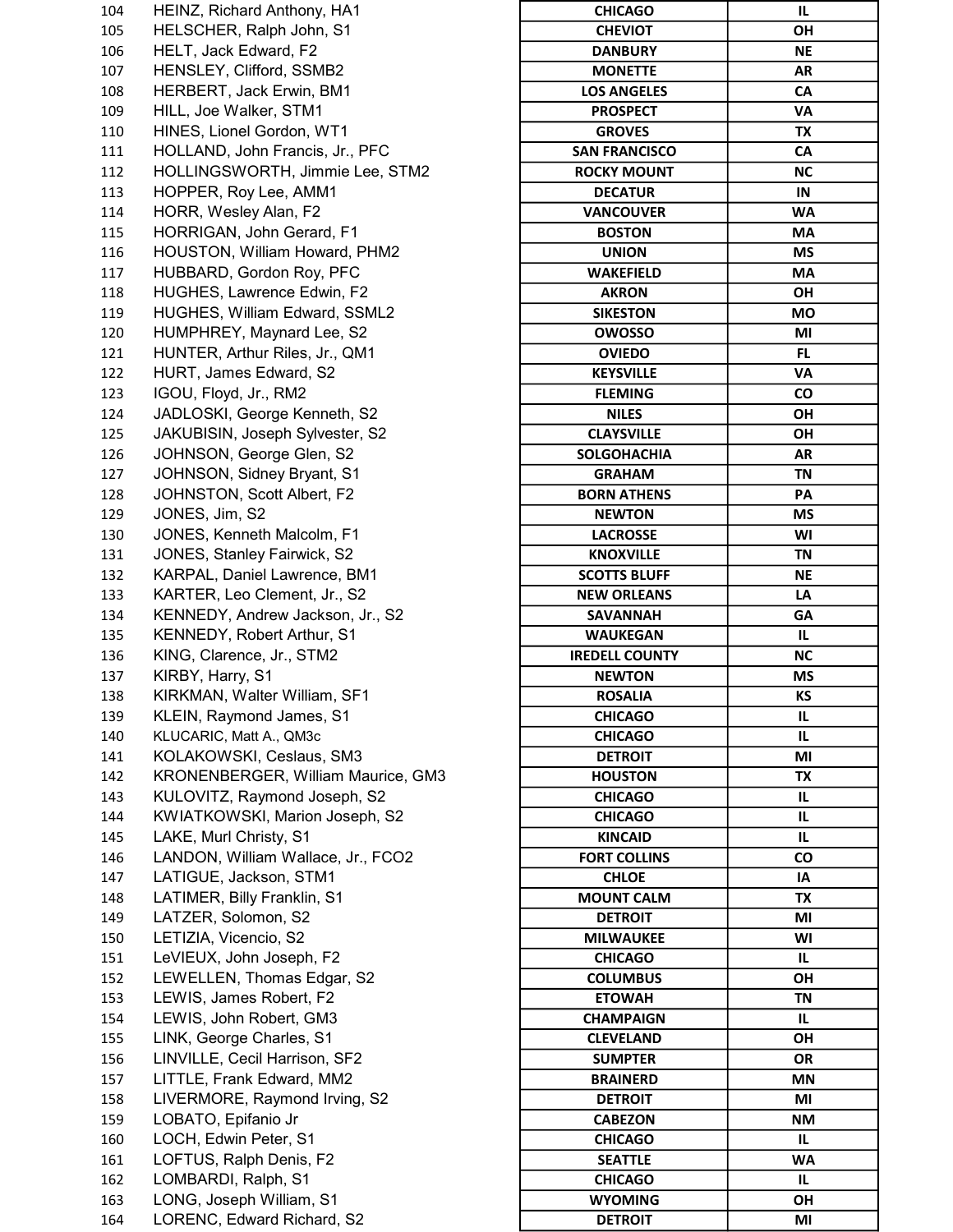| | | | |
|---|---|---|---|
| 104 | HEINZ, Richard Anthony, HA1 | CHICAGO | IL |
| 105 | HELSCHER, Ralph John, S1 | CHEVIOT | OH |
| 106 | HELT, Jack Edward, F2 | DANBURY | NE |
| 107 | HENSLEY, Clifford, SSMB2 | MONETTE | AR |
| 108 | HERBERT, Jack Erwin, BM1 | LOS ANGELES | CA |
| 109 | HILL, Joe Walker, STM1 | PROSPECT | VA |
| 110 | HINES, Lionel Gordon, WT1 | GROVES | TX |
| 111 | HOLLAND, John Francis, Jr., PFC | SAN FRANCISCO | CA |
| 112 | HOLLINGSWORTH, Jimmie Lee, STM2 | ROCKY MOUNT | NC |
| 113 | HOPPER, Roy Lee, AMM1 | DECATUR | IN |
| 114 | HORR, Wesley Alan, F2 | VANCOUVER | WA |
| 115 | HORRIGAN, John Gerard, F1 | BOSTON | MA |
| 116 | HOUSTON, William Howard, PHM2 | UNION | MS |
| 117 | HUBBARD, Gordon Roy, PFC | WAKEFIELD | MA |
| 118 | HUGHES, Lawrence Edwin, F2 | AKRON | OH |
| 119 | HUGHES, William Edward, SSML2 | SIKESTON | MO |
| 120 | HUMPHREY, Maynard Lee, S2 | OWOSSO | MI |
| 121 | HUNTER, Arthur Riles, Jr., QM1 | OVIEDO | FL |
| 122 | HURT, James Edward, S2 | KEYSVILLE | VA |
| 123 | IGOU, Floyd, Jr., RM2 | FLEMING | CO |
| 124 | JADLOSKI, George Kenneth, S2 | NILES | OH |
| 125 | JAKUBISIN, Joseph Sylvester, S2 | CLAYSVILLE | OH |
| 126 | JOHNSON, George Glen, S2 | SOLGOHACHIA | AR |
| 127 | JOHNSON, Sidney Bryant, S1 | GRAHAM | TN |
| 128 | JOHNSTON, Scott Albert, F2 | BORN ATHENS | PA |
| 129 | JONES, Jim, S2 | NEWTON | MS |
| 130 | JONES, Kenneth Malcolm, F1 | LACROSSE | WI |
| 131 | JONES, Stanley Fairwick, S2 | KNOXVILLE | TN |
| 132 | KARPAL, Daniel Lawrence, BM1 | SCOTTS BLUFF | NE |
| 133 | KARTER, Leo Clement, Jr., S2 | NEW ORLEANS | LA |
| 134 | KENNEDY, Andrew Jackson, Jr., S2 | SAVANNAH | GA |
| 135 | KENNEDY, Robert Arthur, S1 | WAUKEGAN | IL |
| 136 | KING, Clarence, Jr., STM2 | IREDELL COUNTY | NC |
| 137 | KIRBY, Harry, S1 | NEWTON | MS |
| 138 | KIRKMAN, Walter William, SF1 | ROSALIA | KS |
| 139 | KLEIN, Raymond James, S1 | CHICAGO | IL |
| 140 | KLUCARIC, Matt A., QM3c | CHICAGO | IL |
| 141 | KOLAKOWSKI, Ceslaus, SM3 | DETROIT | MI |
| 142 | KRONENBERGER, William Maurice, GM3 | HOUSTON | TX |
| 143 | KULOVITZ, Raymond Joseph, S2 | CHICAGO | IL |
| 144 | KWIATKOWSKI, Marion Joseph, S2 | CHICAGO | IL |
| 145 | LAKE, Murl Christy, S1 | KINCAID | IL |
| 146 | LANDON, William Wallace, Jr., FCO2 | FORT COLLINS | CO |
| 147 | LATIGUE, Jackson, STM1 | CHLOE | IA |
| 148 | LATIMER, Billy Franklin, S1 | MOUNT CALM | TX |
| 149 | LATZER, Solomon, S2 | DETROIT | MI |
| 150 | LETIZIA, Vicencio, S2 | MILWAUKEE | WI |
| 151 | LeVIEUX, John Joseph, F2 | CHICAGO | IL |
| 152 | LEWELLEN, Thomas Edgar, S2 | COLUMBUS | OH |
| 153 | LEWIS, James Robert, F2 | ETOWAH | TN |
| 154 | LEWIS, John Robert, GM3 | CHAMPAIGN | IL |
| 155 | LINK, George Charles, S1 | CLEVELAND | OH |
| 156 | LINVILLE, Cecil Harrison, SF2 | SUMPTER | OR |
| 157 | LITTLE, Frank Edward, MM2 | BRAINERD | MN |
| 158 | LIVERMORE, Raymond Irving, S2 | DETROIT | MI |
| 159 | LOBATO, Epifanio Jr | CABEZON | NM |
| 160 | LOCH, Edwin Peter, S1 | CHICAGO | IL |
| 161 | LOFTUS, Ralph Denis, F2 | SEATTLE | WA |
| 162 | LOMBARDI, Ralph, S1 | CHICAGO | IL |
| 163 | LONG, Joseph William, S1 | WYOMING | OH |
| 164 | LORENC, Edward Richard, S2 | DETROIT | MI |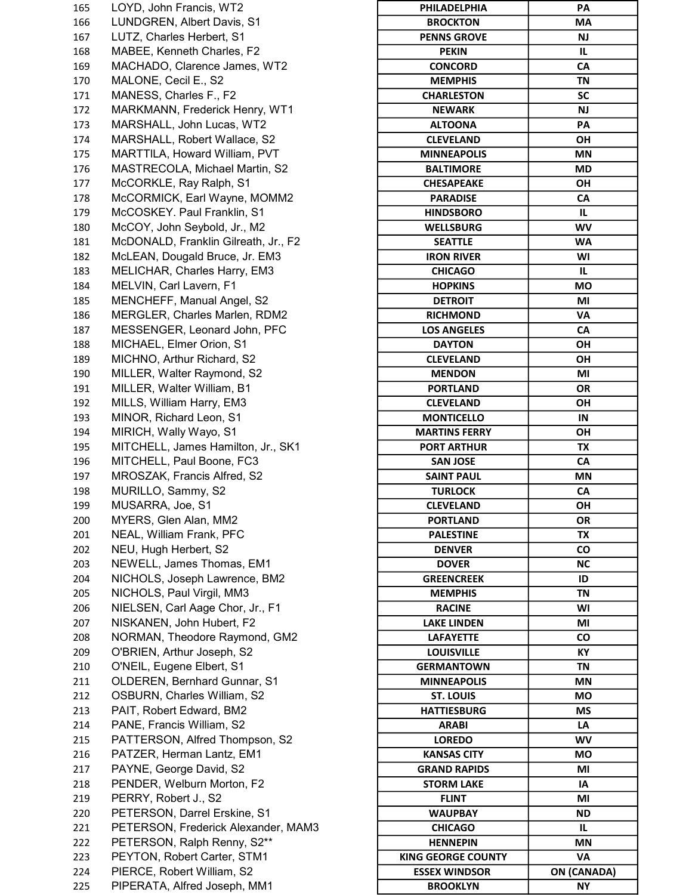| | | | |
|---|---|---|---|
| 165 | LOYD, John Francis, WT2 | PHILADELPHIA | PA |
| 166 | LUNDGREN, Albert Davis, S1 | BROCKTON | MA |
| 167 | LUTZ, Charles Herbert, S1 | PENNS GROVE | NJ |
| 168 | MABEE, Kenneth Charles, F2 | PEKIN | IL |
| 169 | MACHADO, Clarence James, WT2 | CONCORD | CA |
| 170 | MALONE, Cecil E., S2 | MEMPHIS | TN |
| 171 | MANESS, Charles F., F2 | CHARLESTON | SC |
| 172 | MARKMANN, Frederick Henry, WT1 | NEWARK | NJ |
| 173 | MARSHALL, John Lucas, WT2 | ALTOONA | PA |
| 174 | MARSHALL, Robert Wallace, S2 | CLEVELAND | OH |
| 175 | MARTTILA, Howard William, PVT | MINNEAPOLIS | MN |
| 176 | MASTRECOLA, Michael Martin, S2 | BALTIMORE | MD |
| 177 | McCORKLE, Ray Ralph, S1 | CHESAPEAKE | OH |
| 178 | McCORMICK, Earl Wayne, MOMM2 | PARADISE | CA |
| 179 | McCOSKEY. Paul Franklin, S1 | HINDSBORO | IL |
| 180 | McCOY, John Seybold, Jr., M2 | WELLSBURG | WV |
| 181 | McDONALD, Franklin Gilreath, Jr., F2 | SEATTLE | WA |
| 182 | McLEAN, Dougald Bruce, Jr. EM3 | IRON RIVER | WI |
| 183 | MELICHAR, Charles Harry, EM3 | CHICAGO | IL |
| 184 | MELVIN, Carl Lavern, F1 | HOPKINS | MO |
| 185 | MENCHEFF, Manual Angel, S2 | DETROIT | MI |
| 186 | MERGLER, Charles Marlen, RDM2 | RICHMOND | VA |
| 187 | MESSENGER, Leonard John, PFC | LOS ANGELES | CA |
| 188 | MICHAEL, Elmer Orion, S1 | DAYTON | OH |
| 189 | MICHNO, Arthur Richard, S2 | CLEVELAND | OH |
| 190 | MILLER, Walter Raymond, S2 | MENDON | MI |
| 191 | MILLER, Walter William, B1 | PORTLAND | OR |
| 192 | MILLS, William Harry, EM3 | CLEVELAND | OH |
| 193 | MINOR, Richard Leon, S1 | MONTICELLO | IN |
| 194 | MIRICH, Wally Wayo, S1 | MARTINS FERRY | OH |
| 195 | MITCHELL, James Hamilton, Jr., SK1 | PORT ARTHUR | TX |
| 196 | MITCHELL, Paul Boone, FC3 | SAN JOSE | CA |
| 197 | MROSZAK, Francis Alfred, S2 | SAINT PAUL | MN |
| 198 | MURILLO, Sammy, S2 | TURLOCK | CA |
| 199 | MUSARRA, Joe, S1 | CLEVELAND | OH |
| 200 | MYERS, Glen Alan, MM2 | PORTLAND | OR |
| 201 | NEAL, William Frank, PFC | PALESTINE | TX |
| 202 | NEU, Hugh Herbert, S2 | DENVER | CO |
| 203 | NEWELL, James Thomas, EM1 | DOVER | NC |
| 204 | NICHOLS, Joseph Lawrence, BM2 | GREENCREEK | ID |
| 205 | NICHOLS, Paul Virgil, MM3 | MEMPHIS | TN |
| 206 | NIELSEN, Carl Aage Chor, Jr., F1 | RACINE | WI |
| 207 | NISKANEN, John Hubert, F2 | LAKE LINDEN | MI |
| 208 | NORMAN, Theodore Raymond, GM2 | LAFAYETTE | CO |
| 209 | O'BRIEN, Arthur Joseph, S2 | LOUISVILLE | KY |
| 210 | O'NEIL, Eugene Elbert, S1 | GERMANTOWN | TN |
| 211 | OLDEREN, Bernhard Gunnar, S1 | MINNEAPOLIS | MN |
| 212 | OSBURN, Charles William, S2 | ST. LOUIS | MO |
| 213 | PAIT, Robert Edward, BM2 | HATTIESBURG | MS |
| 214 | PANE, Francis William, S2 | ARABI | LA |
| 215 | PATTERSON, Alfred Thompson, S2 | LOREDO | WV |
| 216 | PATZER, Herman Lantz, EM1 | KANSAS CITY | MO |
| 217 | PAYNE, George David, S2 | GRAND RAPIDS | MI |
| 218 | PENDER, Welburn Morton, F2 | STORM LAKE | IA |
| 219 | PERRY, Robert J., S2 | FLINT | MI |
| 220 | PETERSON, Darrel Erskine, S1 | WAUPBAY | ND |
| 221 | PETERSON, Frederick Alexander, MAM3 | CHICAGO | IL |
| 222 | PETERSON, Ralph Renny, S2** | HENNEPIN | MN |
| 223 | PEYTON, Robert Carter, STM1 | KING GEORGE COUNTY | VA |
| 224 | PIERCE, Robert William, S2 | ESSEX WINDSOR | ON (CANADA) |
| 225 | PIPERATA, Alfred Joseph, MM1 | BROOKLYN | NY |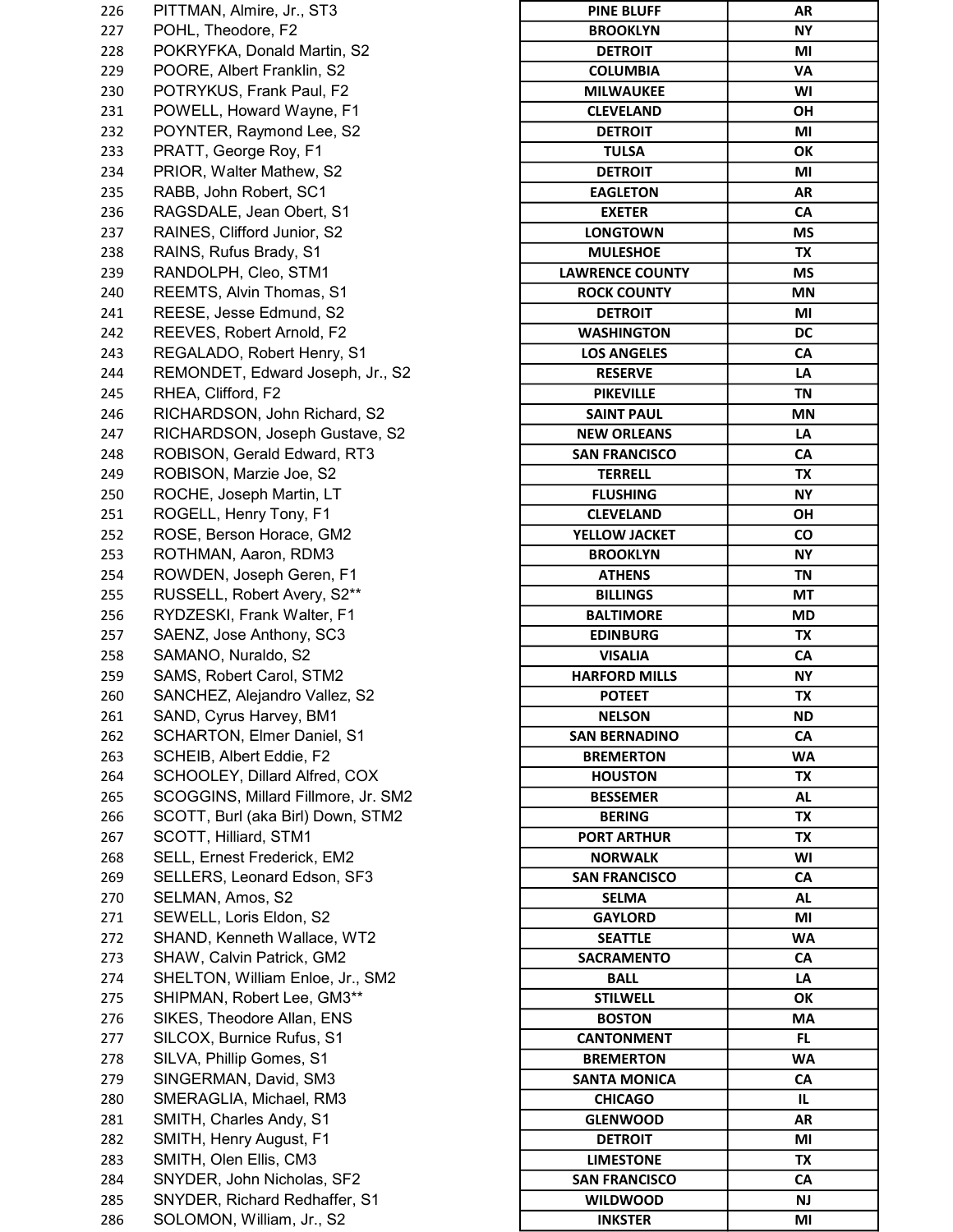| | | | |
|---|---|---|---|
| 226 | PITTMAN, Almire, Jr., ST3 | PINE BLUFF | AR |
| 227 | POHL, Theodore, F2 | BROOKLYN | NY |
| 228 | POKRYFKA, Donald Martin, S2 | DETROIT | MI |
| 229 | POORE, Albert Franklin, S2 | COLUMBIA | VA |
| 230 | POTRYKUS, Frank Paul, F2 | MILWAUKEE | WI |
| 231 | POWELL, Howard Wayne, F1 | CLEVELAND | OH |
| 232 | POYNTER, Raymond Lee, S2 | DETROIT | MI |
| 233 | PRATT, George Roy, F1 | TULSA | OK |
| 234 | PRIOR, Walter Mathew, S2 | DETROIT | MI |
| 235 | RABB, John Robert, SC1 | EAGLETON | AR |
| 236 | RAGSDALE, Jean Obert, S1 | EXETER | CA |
| 237 | RAINES, Clifford Junior, S2 | LONGTOWN | MS |
| 238 | RAINS, Rufus Brady, S1 | MULESHOE | TX |
| 239 | RANDOLPH, Cleo, STM1 | LAWRENCE COUNTY | MS |
| 240 | REEMTS, Alvin Thomas, S1 | ROCK COUNTY | MN |
| 241 | REESE, Jesse Edmund, S2 | DETROIT | MI |
| 242 | REEVES, Robert Arnold, F2 | WASHINGTON | DC |
| 243 | REGALADO, Robert Henry, S1 | LOS ANGELES | CA |
| 244 | REMONDET, Edward Joseph, Jr., S2 | RESERVE | LA |
| 245 | RHEA, Clifford, F2 | PIKEVILLE | TN |
| 246 | RICHARDSON, John Richard, S2 | SAINT PAUL | MN |
| 247 | RICHARDSON, Joseph Gustave, S2 | NEW ORLEANS | LA |
| 248 | ROBISON, Gerald Edward, RT3 | SAN FRANCISCO | CA |
| 249 | ROBISON, Marzie Joe, S2 | TERRELL | TX |
| 250 | ROCHE, Joseph Martin, LT | FLUSHING | NY |
| 251 | ROGELL, Henry Tony, F1 | CLEVELAND | OH |
| 252 | ROSE, Berson Horace, GM2 | YELLOW JACKET | CO |
| 253 | ROTHMAN, Aaron, RDM3 | BROOKLYN | NY |
| 254 | ROWDEN, Joseph Geren, F1 | ATHENS | TN |
| 255 | RUSSELL, Robert Avery, S2** | BILLINGS | MT |
| 256 | RYDZESKI, Frank Walter, F1 | BALTIMORE | MD |
| 257 | SAENZ, Jose Anthony, SC3 | EDINBURG | TX |
| 258 | SAMANO, Nuraldo, S2 | VISALIA | CA |
| 259 | SAMS, Robert Carol, STM2 | HARFORD MILLS | NY |
| 260 | SANCHEZ, Alejandro Vallez, S2 | POTEET | TX |
| 261 | SAND, Cyrus Harvey, BM1 | NELSON | ND |
| 262 | SCHARTON, Elmer Daniel, S1 | SAN BERNADINO | CA |
| 263 | SCHEIB, Albert Eddie, F2 | BREMERTON | WA |
| 264 | SCHOOLEY, Dillard Alfred, COX | HOUSTON | TX |
| 265 | SCOGGINS, Millard Fillmore, Jr. SM2 | BESSEMER | AL |
| 266 | SCOTT, Burl (aka Birl) Down, STM2 | BERING | TX |
| 267 | SCOTT, Hilliard, STM1 | PORT ARTHUR | TX |
| 268 | SELL, Ernest Frederick, EM2 | NORWALK | WI |
| 269 | SELLERS, Leonard Edson, SF3 | SAN FRANCISCO | CA |
| 270 | SELMAN, Amos, S2 | SELMA | AL |
| 271 | SEWELL, Loris Eldon, S2 | GAYLORD | MI |
| 272 | SHAND, Kenneth Wallace, WT2 | SEATTLE | WA |
| 273 | SHAW, Calvin Patrick, GM2 | SACRAMENTO | CA |
| 274 | SHELTON, William Enloe, Jr., SM2 | BALL | LA |
| 275 | SHIPMAN, Robert Lee, GM3** | STILWELL | OK |
| 276 | SIKES, Theodore Allan, ENS | BOSTON | MA |
| 277 | SILCOX, Burnice Rufus, S1 | CANTONMENT | FL |
| 278 | SILVA, Phillip Gomes, S1 | BREMERTON | WA |
| 279 | SINGERMAN, David, SM3 | SANTA MONICA | CA |
| 280 | SMERAGLIA, Michael, RM3 | CHICAGO | IL |
| 281 | SMITH, Charles Andy, S1 | GLENWOOD | AR |
| 282 | SMITH, Henry August, F1 | DETROIT | MI |
| 283 | SMITH, Olen Ellis, CM3 | LIMESTONE | TX |
| 284 | SNYDER, John Nicholas, SF2 | SAN FRANCISCO | CA |
| 285 | SNYDER, Richard Redhaffer, S1 | WILDWOOD | NJ |
| 286 | SOLOMON, William, Jr., S2 | INKSTER | MI |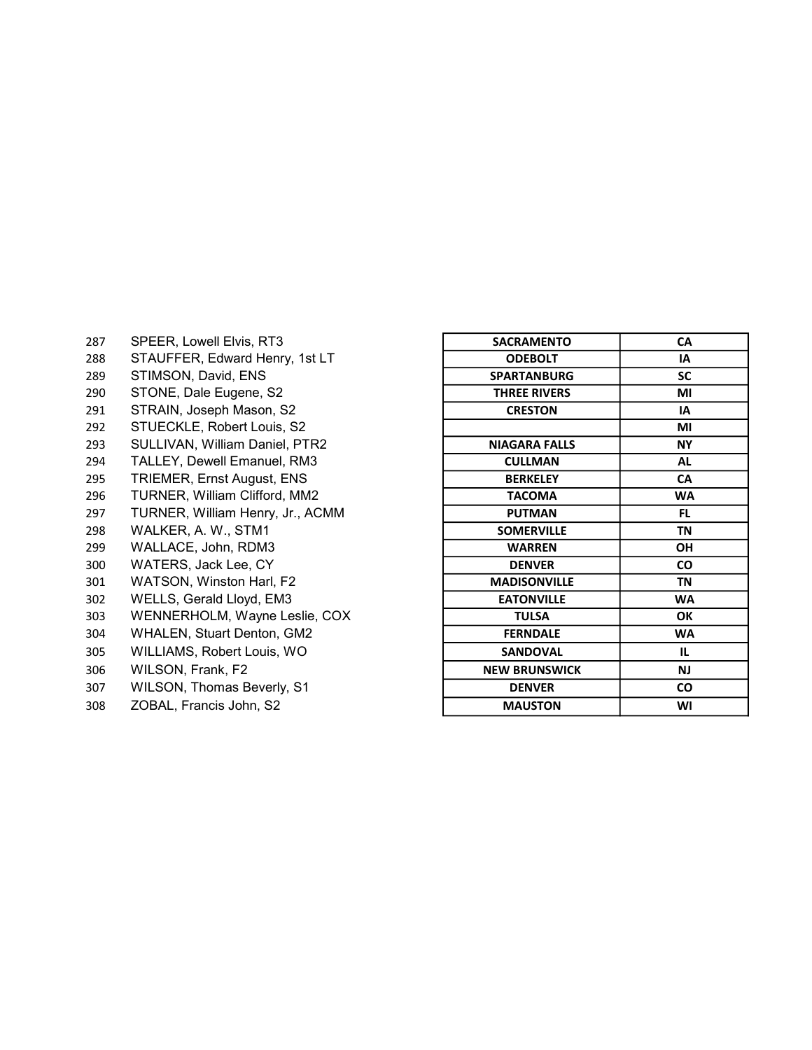| | | | |
|---|---|---|---|
| 287 | SPEER, Lowell Elvis, RT3 | SACRAMENTO | CA |
| 288 | STAUFFER, Edward Henry, 1st LT | ODEBOLT | IA |
| 289 | STIMSON, David, ENS | SPARTANBURG | SC |
| 290 | STONE, Dale Eugene, S2 | THREE RIVERS | MI |
| 291 | STRAIN, Joseph Mason, S2 | CRESTON | IA |
| 292 | STUECKLE, Robert Louis, S2 | | MI |
| 293 | SULLIVAN, William Daniel, PTR2 | NIAGARA FALLS | NY |
| 294 | TALLEY, Dewell Emanuel, RM3 | CULLMAN | AL |
| 295 | TRIEMER, Ernst August, ENS | BERKELEY | CA |
| 296 | TURNER, William Clifford, MM2 | TACOMA | WA |
| 297 | TURNER, William Henry, Jr., ACMM | PUTMAN | FL |
| 298 | WALKER, A. W., STM1 | SOMERVILLE | TN |
| 299 | WALLACE, John, RDM3 | WARREN | OH |
| 300 | WATERS, Jack Lee, CY | DENVER | CO |
| 301 | WATSON, Winston Harl, F2 | MADISONVILLE | TN |
| 302 | WELLS, Gerald Lloyd, EM3 | EATONVILLE | WA |
| 303 | WENNERHOLM, Wayne Leslie, COX | TULSA | OK |
| 304 | WHALEN, Stuart Denton, GM2 | FERNDALE | WA |
| 305 | WILLIAMS, Robert Louis, WO | SANDOVAL | IL |
| 306 | WILSON, Frank, F2 | NEW BRUNSWICK | NJ |
| 307 | WILSON, Thomas Beverly, S1 | DENVER | CO |
| 308 | ZOBAL, Francis John, S2 | MAUSTON | WI |